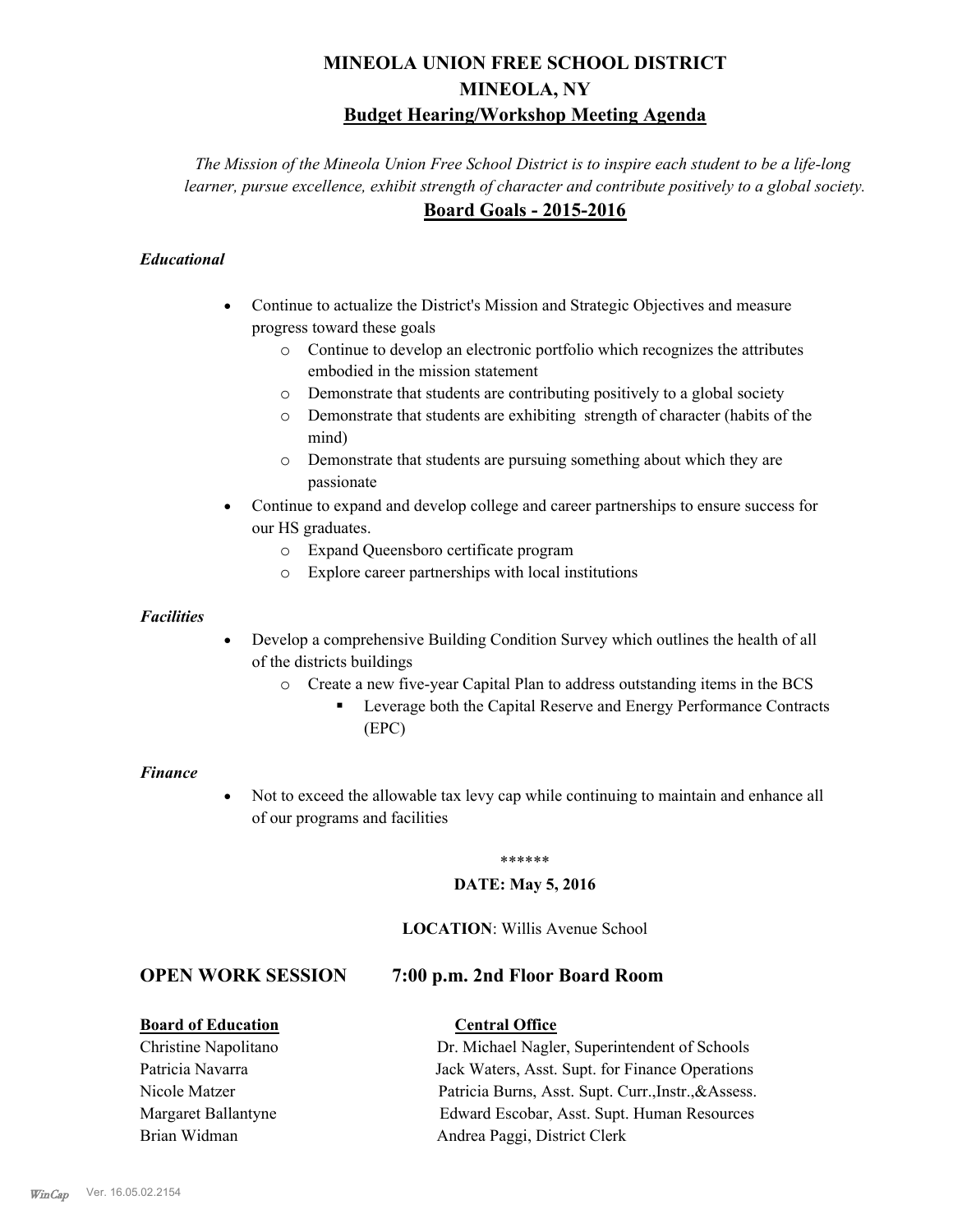# MINEOLA UNION FREE SCHOOL DISTRICT
# MINEOLA, NY
## Budget Hearing/Workshop Meeting Agenda

*The Mission of the Mineola Union Free School District is to inspire each student to be a life-long learner, pursue excellence, exhibit strength of character and contribute positively to a global society.*

## Board Goals - 2015-2016

### *Educational*

- Continue to actualize the District's Mission and Strategic Objectives and measure progress toward these goals
  - Continue to develop an electronic portfolio which recognizes the attributes embodied in the mission statement
  - Demonstrate that students are contributing positively to a global society
  - Demonstrate that students are exhibiting strength of character (habits of the mind)
  - Demonstrate that students are pursuing something about which they are passionate
- Continue to expand and develop college and career partnerships to ensure success for our HS graduates.
  - Expand Queensboro certificate program
  - Explore career partnerships with local institutions

### *Facilities*

- Develop a comprehensive Building Condition Survey which outlines the health of all of the districts buildings
  - Create a new five-year Capital Plan to address outstanding items in the BCS
    - Leverage both the Capital Reserve and Energy Performance Contracts (EPC)

### *Finance*

- Not to exceed the allowable tax levy cap while continuing to maintain and enhance all of our programs and facilities

******

**DATE: May 5, 2016**

**LOCATION**: Willis Avenue School

## OPEN WORK SESSION 7:00 p.m. 2nd Floor Board Room

| **Board of Education** | **Central Office** |
| --- | --- |
| Christine Napolitano | Dr. Michael Nagler, Superintendent of Schools |
| Patricia Navarra | Jack Waters, Asst. Supt. for Finance Operations |
| Nicole Matzer | Patricia Burns, Asst. Supt. Curr.,Instr.,&Assess. |
| Margaret Ballantyne | Edward Escobar, Asst. Supt. Human Resources |
| Brian Widman | Andrea Paggi, District Clerk |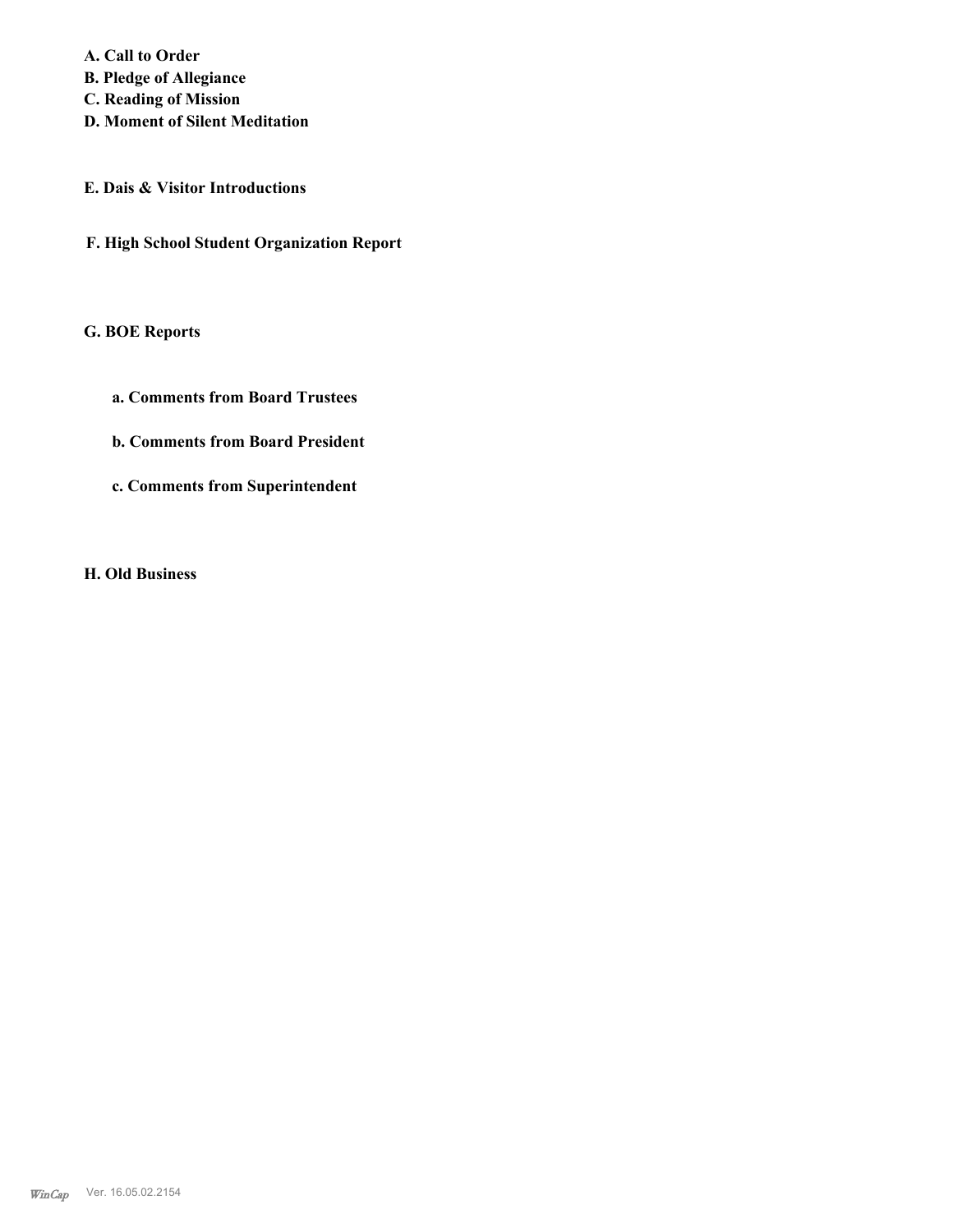**A. Call to Order**
**B. Pledge of Allegiance**
**C. Reading of Mission**
**D. Moment of Silent Meditation**

**E. Dais & Visitor Introductions**

**F. High School Student Organization Report**

**G. BOE Reports**

**a. Comments from Board Trustees**

**b. Comments from Board President**

**c. Comments from Superintendent**

**H. Old Business**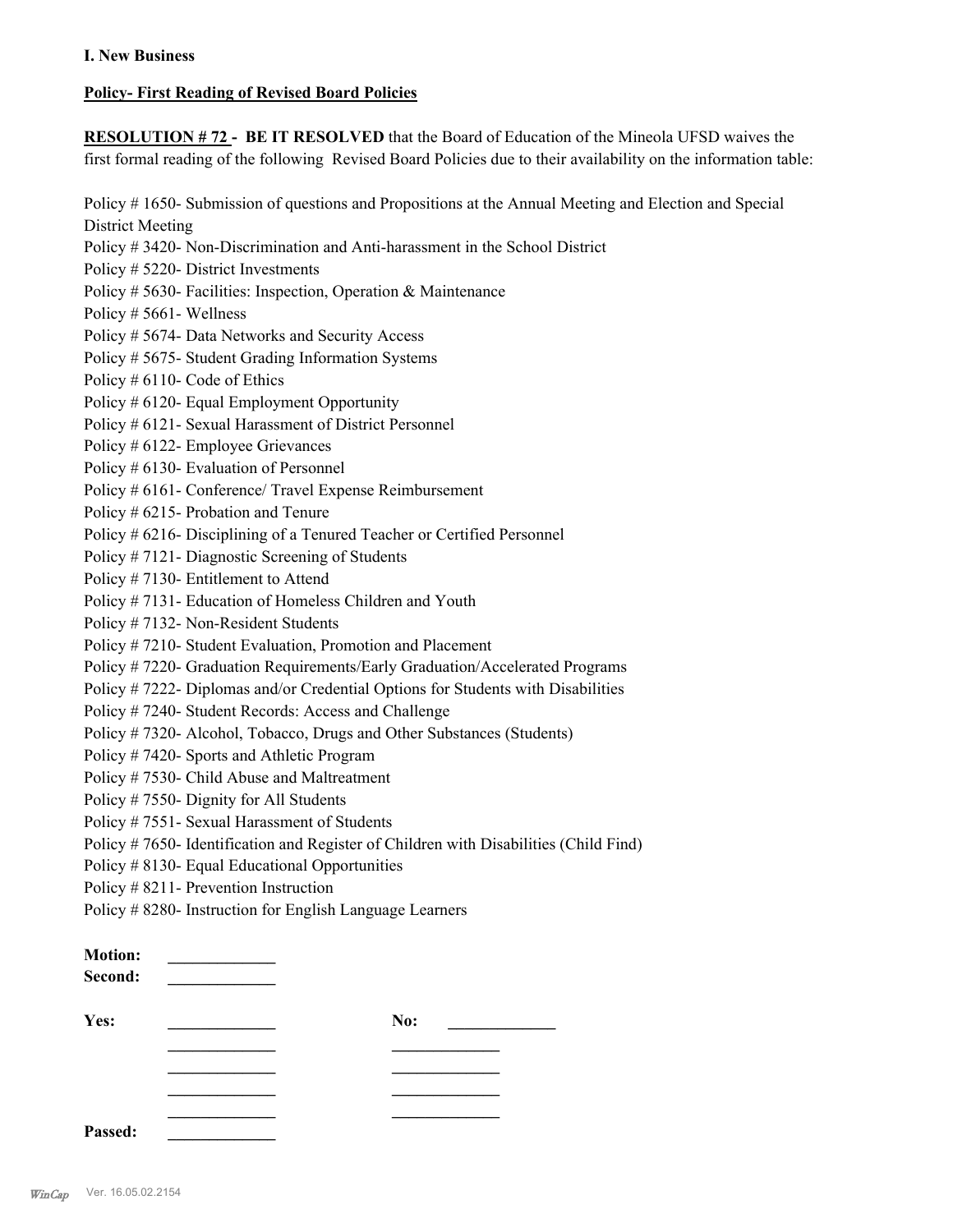**I. New Business**

**Policy- First Reading of Revised Board Policies**

**RESOLUTION # 72 - BE IT RESOLVED** that the Board of Education of the Mineola UFSD waives the first formal reading of the following Revised Board Policies due to their availability on the information table:

Policy # 1650- Submission of questions and Propositions at the Annual Meeting and Election and Special District Meeting
Policy # 3420- Non-Discrimination and Anti-harassment in the School District
Policy # 5220- District Investments
Policy # 5630- Facilities: Inspection, Operation & Maintenance
Policy # 5661- Wellness
Policy # 5674- Data Networks and Security Access
Policy # 5675- Student Grading Information Systems
Policy # 6110- Code of Ethics
Policy # 6120- Equal Employment Opportunity
Policy # 6121- Sexual Harassment of District Personnel
Policy # 6122- Employee Grievances
Policy # 6130- Evaluation of Personnel
Policy # 6161- Conference/ Travel Expense Reimbursement
Policy # 6215- Probation and Tenure
Policy # 6216- Disciplining of a Tenured Teacher or Certified Personnel
Policy # 7121- Diagnostic Screening of Students
Policy # 7130- Entitlement to Attend
Policy # 7131- Education of Homeless Children and Youth
Policy # 7132- Non-Resident Students
Policy # 7210- Student Evaluation, Promotion and Placement
Policy # 7220- Graduation Requirements/Early Graduation/Accelerated Programs
Policy # 7222- Diplomas and/or Credential Options for Students with Disabilities
Policy # 7240- Student Records: Access and Challenge
Policy # 7320- Alcohol, Tobacco, Drugs and Other Substances (Students)
Policy # 7420- Sports and Athletic Program
Policy # 7530- Child Abuse and Maltreatment
Policy # 7550- Dignity for All Students
Policy # 7551- Sexual Harassment of Students
Policy # 7650- Identification and Register of Children with Disabilities (Child Find)
Policy # 8130- Equal Educational Opportunities
Policy # 8211- Prevention Instruction
Policy # 8280- Instruction for English Language Learners

**Motion:** _____________
**Second:** _____________

**Yes:** _____________ **No:** _____________
_____________ _____________
_____________ _____________
_____________ _____________
_____________ _____________

**Passed:** _____________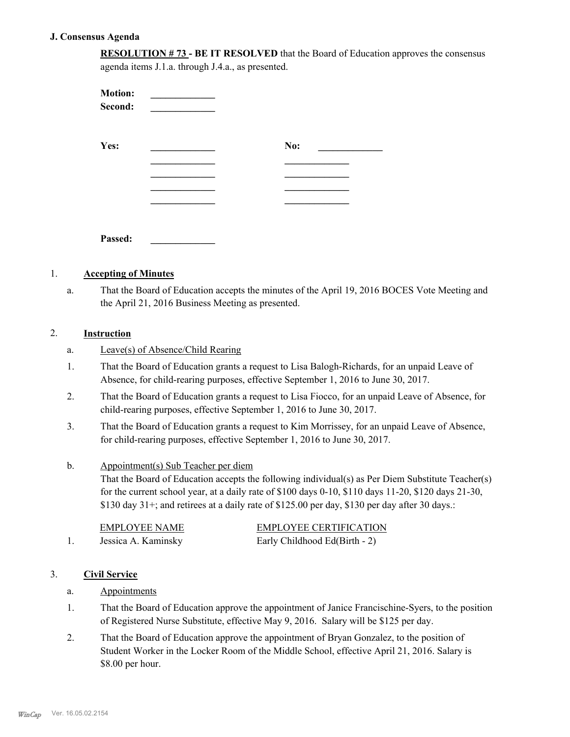## J. Consensus Agenda

**RESOLUTION # 73 - BE IT RESOLVED** that the Board of Education approves the consensus agenda items J.1.a. through J.4.a., as presented.

**Motion:** _____________

**Second:** _____________

| **Yes:** | _____________ | **No:** | _____________ |
|---|---|---|---|
| | _____________ | | _____________ |
| | _____________ | | _____________ |
| | _____________ | | _____________ |
| | _____________ | | _____________ |

**Passed:** _____________

### 1. **Accepting of Minutes**

a. That the Board of Education accepts the minutes of the April 19, 2016 BOCES Vote Meeting and the April 21, 2016 Business Meeting as presented.

### 2. **Instruction**

a. Leave(s) of Absence/Child Rearing

1. That the Board of Education grants a request to Lisa Balogh-Richards, for an unpaid Leave of Absence, for child-rearing purposes, effective September 1, 2016 to June 30, 2017.
2. That the Board of Education grants a request to Lisa Fiocco, for an unpaid Leave of Absence, for child-rearing purposes, effective September 1, 2016 to June 30, 2017.
3. That the Board of Education grants a request to Kim Morrissey, for an unpaid Leave of Absence, for child-rearing purposes, effective September 1, 2016 to June 30, 2017.

b. Appointment(s) Sub Teacher per diem

That the Board of Education accepts the following individual(s) as Per Diem Substitute Teacher(s) for the current school year, at a daily rate of $100 days 0-10, $110 days 11-20, $120 days 21-30, $130 day 31+; and retirees at a daily rate of $125.00 per day, $130 per day after 30 days.:

| | EMPLOYEE NAME | EMPLOYEE CERTIFICATION |
|---|---|---|
| 1. | Jessica A. Kaminsky | Early Childhood Ed(Birth - 2) |

### 3. **Civil Service**

a. Appointments

1. That the Board of Education approve the appointment of Janice Francischine-Syers, to the position of Registered Nurse Substitute, effective May 9, 2016. Salary will be $125 per day.
2. That the Board of Education approve the appointment of Bryan Gonzalez, to the position of Student Worker in the Locker Room of the Middle School, effective April 21, 2016. Salary is $8.00 per hour.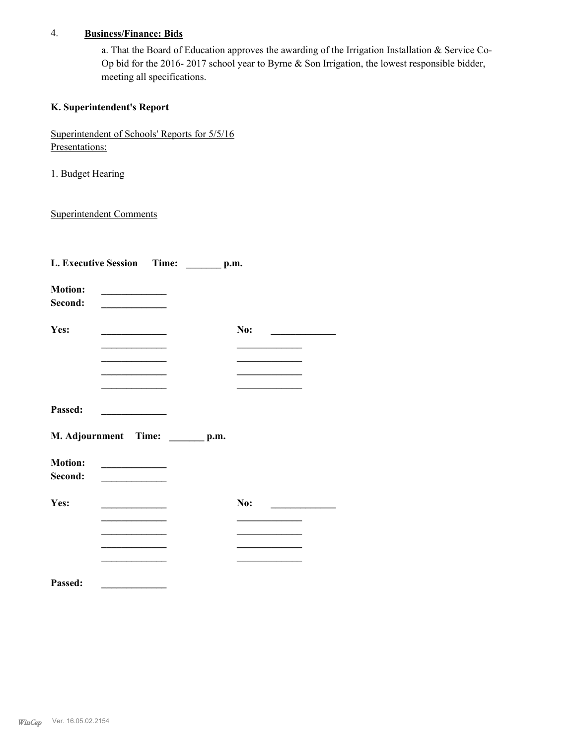4. **Business/Finance: Bids**

a. That the Board of Education approves the awarding of the Irrigation Installation & Service Co-Op bid for the 2016- 2017 school year to Byrne & Son Irrigation, the lowest responsible bidder, meeting all specifications.

**K. Superintendent's Report**

Superintendent of Schools' Reports for 5/5/16
Presentations:

1. Budget Hearing

Superintendent Comments

**L. Executive Session Time: _______ p.m.**

**Motion:** _____________
**Second:** _____________

**Yes:** _____________ **No:** _____________
_____________ _____________
_____________ _____________
_____________ _____________
_____________ _____________

**Passed:** _____________

**M. Adjournment Time: _______ p.m.**

**Motion:** _____________
**Second:** _____________

**Yes:** _____________ **No:** _____________
_____________ _____________
_____________ _____________
_____________ _____________
_____________ _____________

**Passed:** _____________